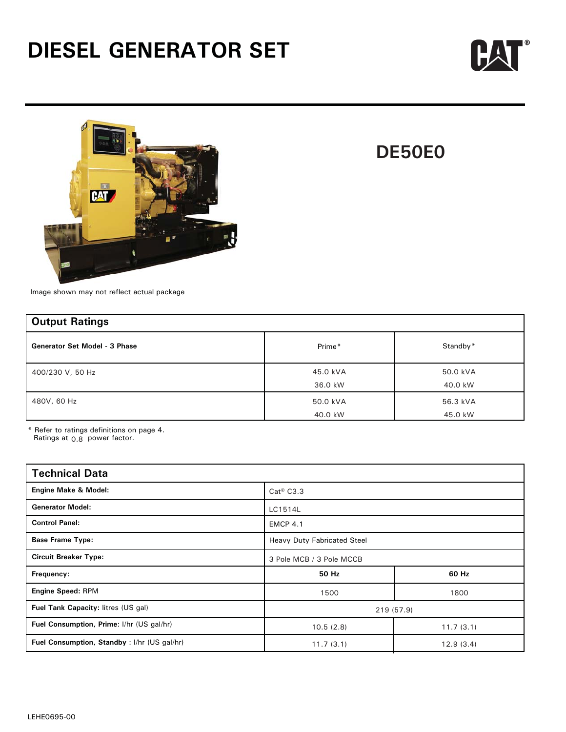# DIESEL GENERATOR SET

## DE50E0

Image shown may not reflect actual package

## Output Ratings

| Generator Set Model - 3 Phase | Prime* | Standby* |
|---|---|---|
| 400/230 V, 50 Hz | 45.0 kVA<br>36.0 kW | 50.0 kVA<br>40.0 kW |
| 480V, 60 Hz | 50.0 kVA<br>40.0 kW | 56.3 kVA<br>45.0 kW |

\* Refer to ratings definitions on page 4.
Ratings at 0.8 power factor.

## Technical Data

| | | |
|---|---|---|
| **Engine Make & Model:** | Cat® C3.3 | |
| **Generator Model:** | LC1514L | |
| **Control Panel:** | EMCP 4.1 | |
| **Base Frame Type:** | Heavy Duty Fabricated Steel | |
| **Circuit Breaker Type:** | 3 Pole MCB / 3 Pole MCCB | |
| **Frequency:** | **50 Hz** | **60 Hz** |
| **Engine Speed:** RPM | 1500 | 1800 |
| **Fuel Tank Capacity:** litres (US gal) | 219 (57.9) | |
| **Fuel Consumption, Prime:** l/hr (US gal/hr) | 10.5 (2.8) | 11.7 (3.1) |
| **Fuel Consumption, Standby** : l/hr (US gal/hr) | 11.7 (3.1) | 12.9 (3.4) |

LEHE0695-00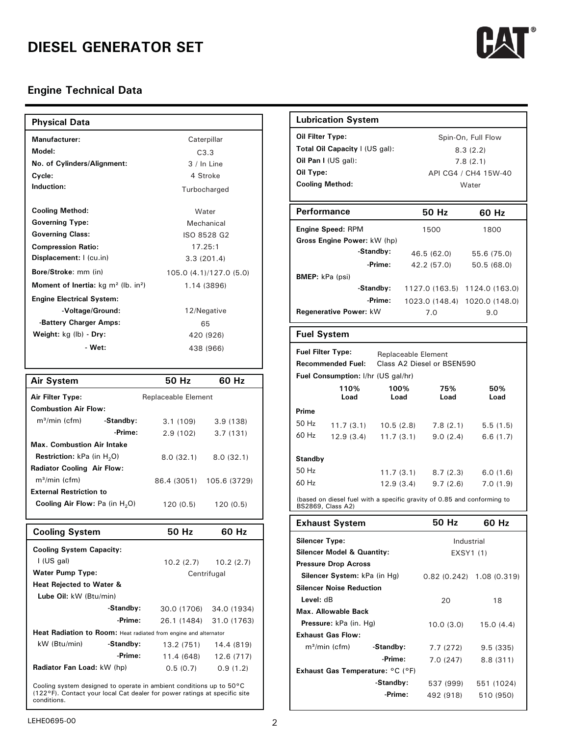# DIESEL GENERATOR SET

## Engine Technical Data

### Physical Data

| | |
|---|---|
| **Manufacturer:** | Caterpillar |
| **Model:** | C3.3 |
| **No. of Cylinders/Alignment:** | 3 / In Line |
| **Cycle:** | 4 Stroke |
| **Induction:** | Turbocharged |
| **Cooling Method:** | Water |
| **Governing Type:** | Mechanical |
| **Governing Class:** | ISO 8528 G2 |
| **Compression Ratio:** | 17.25:1 |
| **Displacement:** l (cu.in) | 3.3 (201.4) |
| **Bore/Stroke**: mm (in) | 105.0 (4.1)/127.0 (5.0) |
| **Moment of Inertia:** kg m² (lb. in²) | 1.14 (3896) |
| **Engine Electrical System:** | |
| -Voltage/Ground: | 12/Negative |
| -Battery Charger Amps: | 65 |
| **Weight:** kg (lb) - **Dry:** | 420 (926) |
| - **Wet:** | 438 (966) |

### Air System

| | | 50 Hz | 60 Hz |
|---|---|---|---|
| **Air Filter Type:** | | Replaceable Element | |
| **Combustion Air Flow:** | | | |
| m³/min (cfm) | -Standby: | 3.1 (109) | 3.9 (138) |
| | -Prime: | 2.9 (102) | 3.7 (131) |
| **Max. Combustion Air Intake Restriction:** kPa (in $H_2O$) | | 8.0 (32.1) | 8.0 (32.1) |
| **Radiator Cooling Air Flow:** | | | |
| m³/min (cfm) | | 86.4 (3051) | 105.6 (3729) |
| **External Restriction to Cooling Air Flow:** Pa (in $H_2O$) | | 120 (0.5) | 120 (0.5) |

### Cooling System

| | | 50 Hz | 60 Hz |
|---|---|---|---|
| **Cooling System Capacity:** | | | |
| l (US gal) | | 10.2 (2.7) | 10.2 (2.7) |
| **Water Pump Type:** | | Centrifugal | |
| **Heat Rejected to Water & Lube Oil:** kW (Btu/min) | | | |
| | -Standby: | 30.0 (1706) | 34.0 (1934) |
| | -Prime: | 26.1 (1484) | 31.0 (1763) |
| **Heat Radiation to Room:** Heat radiated from engine and alternator | | | |
| kW (Btu/min) | -Standby: | 13.2 (751) | 14.4 (819) |
| | -Prime: | 11.4 (648) | 12.6 (717) |
| **Radiator Fan Load:** kW (hp) | | 0.5 (0.7) | 0.9 (1.2) |

Cooling system designed to operate in ambient conditions up to 50°C (122°F). Contact your local Cat dealer for power ratings at specific site conditions.

### Lubrication System

| | |
|---|---|
| **Oil Filter Type:** | Spin-On, Full Flow |
| **Total Oil Capacity** l (US gal): | 8.3 (2.2) |
| **Oil Pan l** (US gal): | 7.8 (2.1) |
| **Oil Type:** | API CG4 / CH4 15W-40 |
| **Cooling Method:** | Water |

### Performance

| | 50 Hz | 60 Hz |
|---|---|---|
| **Engine Speed:** RPM | 1500 | 1800 |
| **Gross Engine Power:** kW (hp) | | |
| -Standby: | 46.5 (62.0) | 55.6 (75.0) |
| -Prime: | 42.2 (57.0) | 50.5 (68.0) |
| **BMEP:** kPa (psi) | | |
| -Standby: | 1127.0 (163.5) | 1124.0 (163.0) |
| -Prime: | 1023.0 (148.4) | 1020.0 (148.0) |
| **Regenerative Power:** kW | 7.0 | 9.0 |

### Fuel System

**Fuel Filter Type:** Replaceable Element

**Recommended Fuel:** Class A2 Diesel or BSEN590

**Fuel Consumption:** l/hr (US gal/hr)

| | 110% Load | 100% Load | 75% Load | 50% Load |
|---|---|---|---|---|
| **Prime** | | | | |
| 50 Hz | 11.7 (3.1) | 10.5 (2.8) | 7.8 (2.1) | 5.5 (1.5) |
| 60 Hz | 12.9 (3.4) | 11.7 (3.1) | 9.0 (2.4) | 6.6 (1.7) |
| **Standby** | | | | |
| 50 Hz | | 11.7 (3.1) | 8.7 (2.3) | 6.0 (1.6) |
| 60 Hz | | 12.9 (3.4) | 9.7 (2.6) | 7.0 (1.9) |

(based on diesel fuel with a specific gravity of 0.85 and conforming to BS2869, Class A2)

### Exhaust System

| | | 50 Hz | 60 Hz |
|---|---|---|---|
| **Silencer Type:** | | Industrial | |
| **Silencer Model & Quantity:** | | EXSY1 (1) | |
| **Pressure Drop Across Silencer System:** kPa (in Hg) | | 0.82 (0.242) | 1.08 (0.319) |
| **Silencer Noise Reduction Level:** dB | | 20 | 18 |
| **Max. Allowable Back Pressure:** kPa (in. Hg) | | 10.0 (3.0) | 15.0 (4.4) |
| **Exhaust Gas Flow:** | | | |
| m³/min (cfm) | -Standby: | 7.7 (272) | 9.5 (335) |
| | -Prime: | 7.0 (247) | 8.8 (311) |
| **Exhaust Gas Temperature:** °C (°F) | | | |
| | -Standby: | 537 (999) | 551 (1024) |
| | -Prime: | 492 (918) | 510 (950) |

LEHE0695-00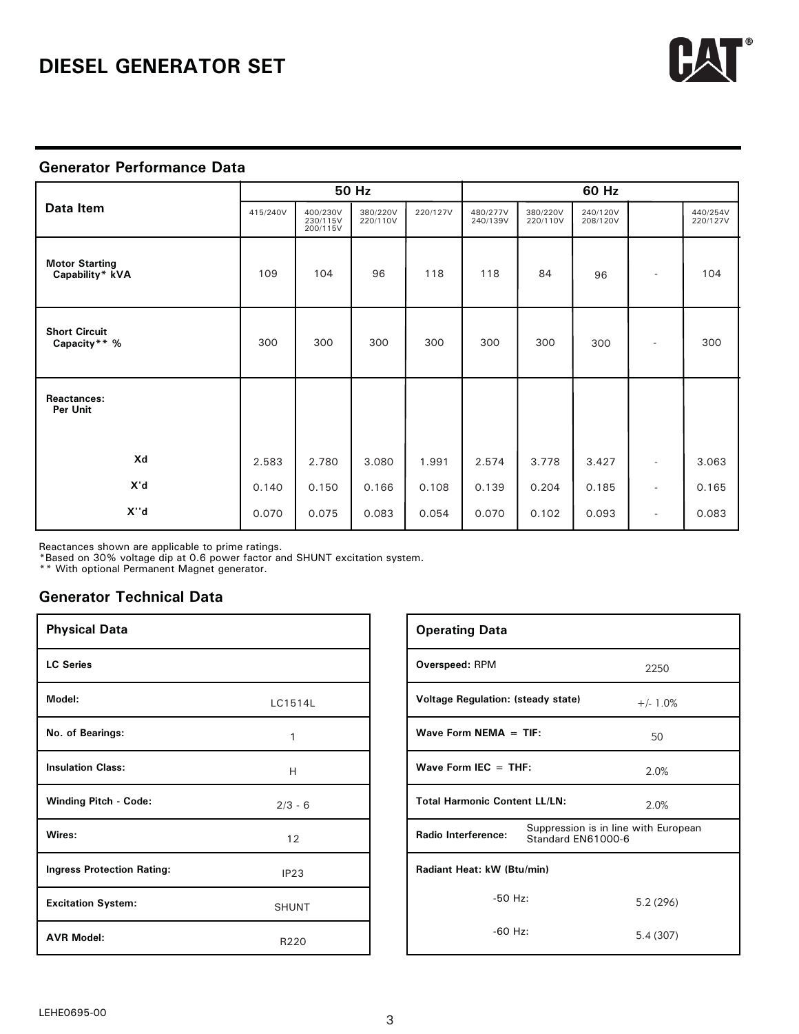# DIESEL GENERATOR SET

## Generator Performance Data

| Data Item | 50 Hz | | | | 60 Hz | | | | |
|---|---|---|---|---|---|---|---|---|---|
| | 415/240V | 400/230V 230/115V 200/115V | 380/220V 220/110V | 220/127V | 480/277V 240/139V | 380/220V 220/110V | 240/120V 208/120V | | 440/254V 220/127V |
| **Motor Starting Capability* kVA** | 109 | 104 | 96 | 118 | 118 | 84 | 96 | - | 104 |
| **Short Circuit Capacity** %** | 300 | 300 | 300 | 300 | 300 | 300 | 300 | - | 300 |
| **Reactances: Per Unit** | | | | | | | | | |
| **Xd** | 2.583 | 2.780 | 3.080 | 1.991 | 2.574 | 3.778 | 3.427 | - | 3.063 |
| **X'd** | 0.140 | 0.150 | 0.166 | 0.108 | 0.139 | 0.204 | 0.185 | - | 0.165 |
| **X''d** | 0.070 | 0.075 | 0.083 | 0.054 | 0.070 | 0.102 | 0.093 | - | 0.083 |

Reactances shown are applicable to prime ratings.
*Based on 30% voltage dip at 0.6 power factor and SHUNT excitation system.
** With optional Permanent Magnet generator.

## Generator Technical Data

| Physical Data | |
|---|---|
| **LC Series** | |
| **Model:** | LC1514L |
| **No. of Bearings:** | 1 |
| **Insulation Class:** | H |
| **Winding Pitch - Code:** | 2/3 - 6 |
| **Wires:** | 12 |
| **Ingress Protection Rating:** | IP23 |
| **Excitation System:** | SHUNT |
| **AVR Model:** | R220 |

| Operating Data | |
|---|---|
| **Overspeed:** RPM | 2250 |
| **Voltage Regulation: (steady state)** | +/- 1.0% |
| **Wave Form NEMA = TIF:** | 50 |
| **Wave Form IEC = THF:** | 2.0% |
| **Total Harmonic Content LL/LN:** | 2.0% |
| **Radio Interference:** | Suppression is in line with European Standard EN61000-6 |
| **Radiant Heat: kW (Btu/min)** | |
| -50 Hz: | 5.2 (296) |
| -60 Hz: | 5.4 (307) |

LEHE0695-00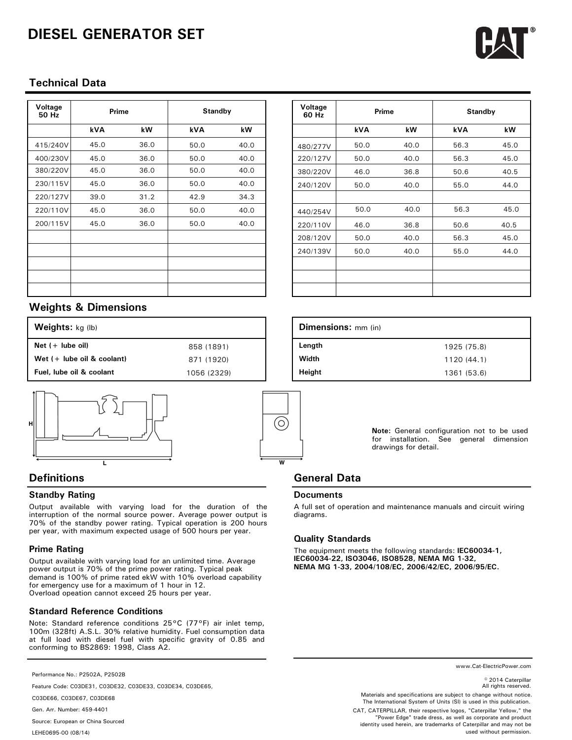# DIESEL GENERATOR SET

## Technical Data

| Voltage 50 Hz | Prime | | Standby | |
|---|---|---|---|---|
| | kVA | kW | kVA | kW |
| 415/240V | 45.0 | 36.0 | 50.0 | 40.0 |
| 400/230V | 45.0 | 36.0 | 50.0 | 40.0 |
| 380/220V | 45.0 | 36.0 | 50.0 | 40.0 |
| 230/115V | 45.0 | 36.0 | 50.0 | 40.0 |
| 220/127V | 39.0 | 31.2 | 42.9 | 34.3 |
| 220/110V | 45.0 | 36.0 | 50.0 | 40.0 |
| 200/115V | 45.0 | 36.0 | 50.0 | 40.0 |

| Voltage 60 Hz | Prime | | Standby | |
|---|---|---|---|---|
| | kVA | kW | kVA | kW |
| 480/277V | 50.0 | 40.0 | 56.3 | 45.0 |
| 220/127V | 50.0 | 40.0 | 56.3 | 45.0 |
| 380/220V | 46.0 | 36.8 | 50.6 | 40.5 |
| 240/120V | 50.0 | 40.0 | 55.0 | 44.0 |
| | | | | |
| 440/254V | 50.0 | 40.0 | 56.3 | 45.0 |
| 220/110V | 46.0 | 36.8 | 50.6 | 40.5 |
| 208/120V | 50.0 | 40.0 | 56.3 | 45.0 |
| 240/139V | 50.0 | 40.0 | 55.0 | 44.0 |

## Weights & Dimensions

| Weights: kg (lb) | |
|---|---|
| Net (+ lube oil) | 858 (1891) |
| Wet (+ lube oil & coolant) | 871 (1920) |
| Fuel, lube oil & coolant | 1056 (2329) |

| Dimensions: mm (in) | |
|---|---|
| Length | 1925 (75.8) |
| Width | 1120 (44.1) |
| Height | 1361 (53.6) |

H

L

W

**Note:** General configuration not to be used for installation. See general dimension drawings for detail.

## Definitions

### Standby Rating

Output available with varying load for the duration of the interruption of the normal source power. Average power output is 70% of the standby power rating. Typical operation is 200 hours per year, with maximum expected usage of 500 hours per year.

### Prime Rating

Output available with varying load for an unlimited time. Average power output is 70% of the prime power rating. Typical peak demand is 100% of prime rated ekW with 10% overload capability for emergency use for a maximum of 1 hour in 12.
Overload opeation cannot exceed 25 hours per year.

### Standard Reference Conditions

Note: Standard reference conditions 25°C (77°F) air inlet temp, 100m (328ft) A.S.L. 30% relative humidity. Fuel consumption data at full load with diesel fuel with specific gravity of 0.85 and conforming to BS2869: 1998, Class A2.

## General Data

### Documents

A full set of operation and maintenance manuals and circuit wiring diagrams.

### Quality Standards

The equipment meets the following standards: **IEC60034-1, IEC60034-22, ISO3046, ISO8528, NEMA MG 1-32, NEMA MG 1-33, 2004/108/EC, 2006/42/EC, 2006/95/EC.**

Performance No.: P2502A, P2502B

Feature Code: C03DE31, C03DE32, C03DE33, C03DE34, C03DE65, C03DE66, C03DE67, C03DE68

Gen. Arr. Number: 459-4401

Source: European or China Sourced

LEHE0695-00 (08/14)

www.Cat-ElectricPower.com

© 2014 Caterpillar
All rights reserved.

Materials and specifications are subject to change without notice.
The International System of Units (SI) is used in this publication.

CAT, CATERPILLAR, their respective logos, "Caterpillar Yellow," the "Power Edge" trade dress, as well as corporate and product identity used herein, are trademarks of Caterpillar and may not be used without permission.